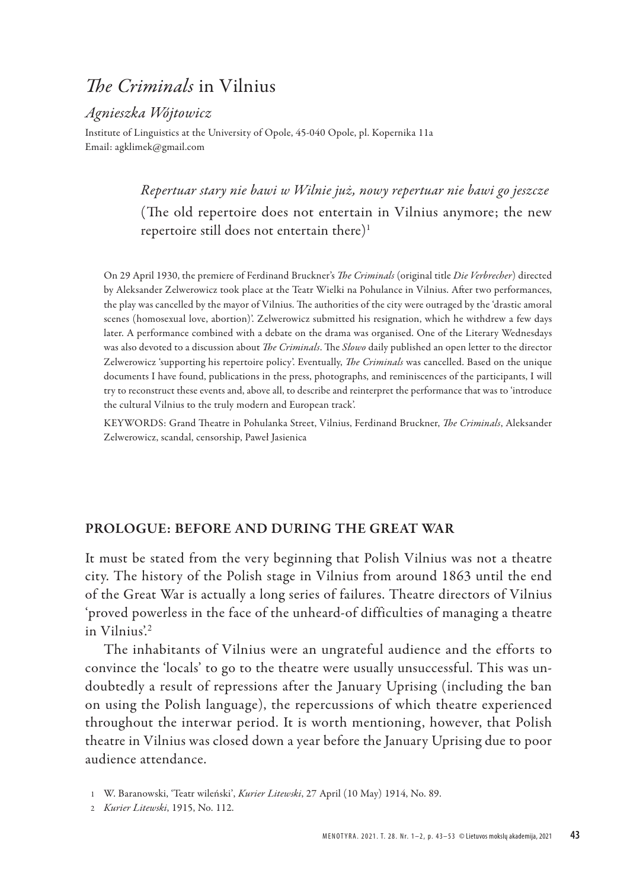# *The Criminals* in Vilnius

*Agnieszka Wójtowicz*

Institute of Linguistics at the University of Opole, 45-040 Opole, pl. Kopernika 11a
Email: agklimek@gmail.com

> *Repertuar stary nie bawi w Wilnie już, nowy repertuar nie bawi go jeszcze*
> (The old repertoire does not entertain in Vilnius anymore; the new repertoire still does not entertain there)[1]

On 29 April 1930, the premiere of Ferdinand Bruckner's *The Criminals* (original title *Die Verbrecher*) directed by Aleksander Zelwerowicz took place at the Teatr Wielki na Pohulance in Vilnius. After two performances, the play was cancelled by the mayor of Vilnius. The authorities of the city were outraged by the 'drastic amoral scenes (homosexual love, abortion)'. Zelwerowicz submitted his resignation, which he withdrew a few days later. A performance combined with a debate on the drama was organised. One of the Literary Wednesdays was also devoted to a discussion about *The Criminals*. The *Słowo* daily published an open letter to the director Zelwerowicz 'supporting his repertoire policy'. Eventually, *The Criminals* was cancelled. Based on the unique documents I have found, publications in the press, photographs, and reminiscences of the participants, I will try to reconstruct these events and, above all, to describe and reinterpret the performance that was to 'introduce the cultural Vilnius to the truly modern and European track'.

KEYWORDS: Grand Theatre in Pohulanka Street, Vilnius, Ferdinand Bruckner, *The Criminals*, Aleksander Zelwerowicz, scandal, censorship, Paweł Jasienica

## PROLOGUE: BEFORE AND DURING THE GREAT WAR

It must be stated from the very beginning that Polish Vilnius was not a theatre city. The history of the Polish stage in Vilnius from around 1863 until the end of the Great War is actually a long series of failures. Theatre directors of Vilnius 'proved powerless in the face of the unheard-of difficulties of managing a theatre in Vilnius'.[2]

The inhabitants of Vilnius were an ungrateful audience and the efforts to convince the 'locals' to go to the theatre were usually unsuccessful. This was undoubtedly a result of repressions after the January Uprising (including the ban on using the Polish language), the repercussions of which theatre experienced throughout the interwar period. It is worth mentioning, however, that Polish theatre in Vilnius was closed down a year before the January Uprising due to poor audience attendance.

1 W. Baranowski, 'Teatr wileński', *Kurier Litewski*, 27 April (10 May) 1914, No. 89.

2 *Kurier Litewski*, 1915, No. 112.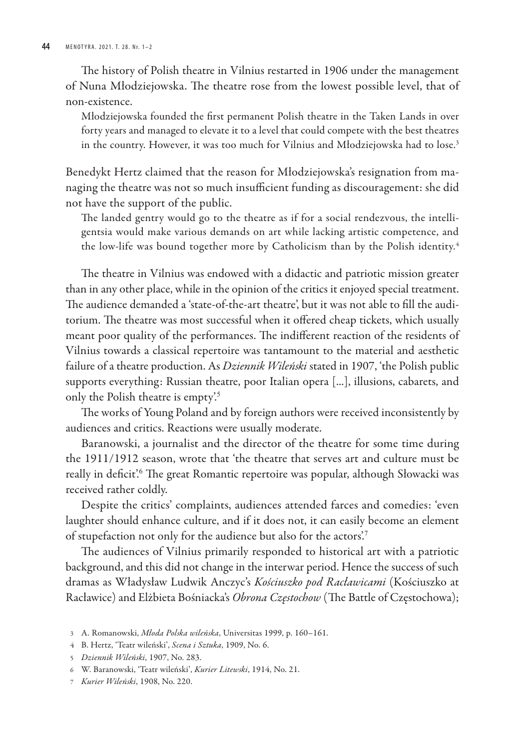The history of Polish theatre in Vilnius restarted in 1906 under the management of Nuna Młodziejowska. The theatre rose from the lowest possible level, that of non-existence.

> Młodziejowska founded the first permanent Polish theatre in the Taken Lands in over forty years and managed to elevate it to a level that could compete with the best theatres in the country. However, it was too much for Vilnius and Młodziejowska had to lose.[3]

Benedykt Hertz claimed that the reason for Młodziejowska's resignation from managing the theatre was not so much insufficient funding as discouragement: she did not have the support of the public.

> The landed gentry would go to the theatre as if for a social rendezvous, the intelligentsia would make various demands on art while lacking artistic competence, and the low-life was bound together more by Catholicism than by the Polish identity.[4]

The theatre in Vilnius was endowed with a didactic and patriotic mission greater than in any other place, while in the opinion of the critics it enjoyed special treatment. The audience demanded a 'state-of-the-art theatre', but it was not able to fill the auditorium. The theatre was most successful when it offered cheap tickets, which usually meant poor quality of the performances. The indifferent reaction of the residents of Vilnius towards a classical repertoire was tantamount to the material and aesthetic failure of a theatre production. As *Dziennik Wileński* stated in 1907, 'the Polish public supports everything: Russian theatre, poor Italian opera [...], illusions, cabarets, and only the Polish theatre is empty'.[5]

The works of Young Poland and by foreign authors were received inconsistently by audiences and critics. Reactions were usually moderate.

Baranowski, a journalist and the director of the theatre for some time during the 1911/1912 season, wrote that 'the theatre that serves art and culture must be really in deficit'.[6] The great Romantic repertoire was popular, although Słowacki was received rather coldly.

Despite the critics' complaints, audiences attended farces and comedies: 'even laughter should enhance culture, and if it does not, it can easily become an element of stupefaction not only for the audience but also for the actors'.[7]

The audiences of Vilnius primarily responded to historical art with a patriotic background, and this did not change in the interwar period. Hence the success of such dramas as Władysław Ludwik Anczyc's *Kościuszko pod Racławicami* (Kościuszko at Racławice) and Elżbieta Bośniacka's *Obrona Częstochow* (The Battle of Częstochowa);

3 A. Romanowski, *Młoda Polska wileńska*, Universitas 1999, p. 160–161.

4 B. Hertz, 'Teatr wileński', *Scena i Sztuka*, 1909, No. 6.

5 *Dziennik Wileński*, 1907, No. 283.

6 W. Baranowski, 'Teatr wileński', *Kurier Litewski*, 1914, No. 21.

7 *Kurier Wileński*, 1908, No. 220.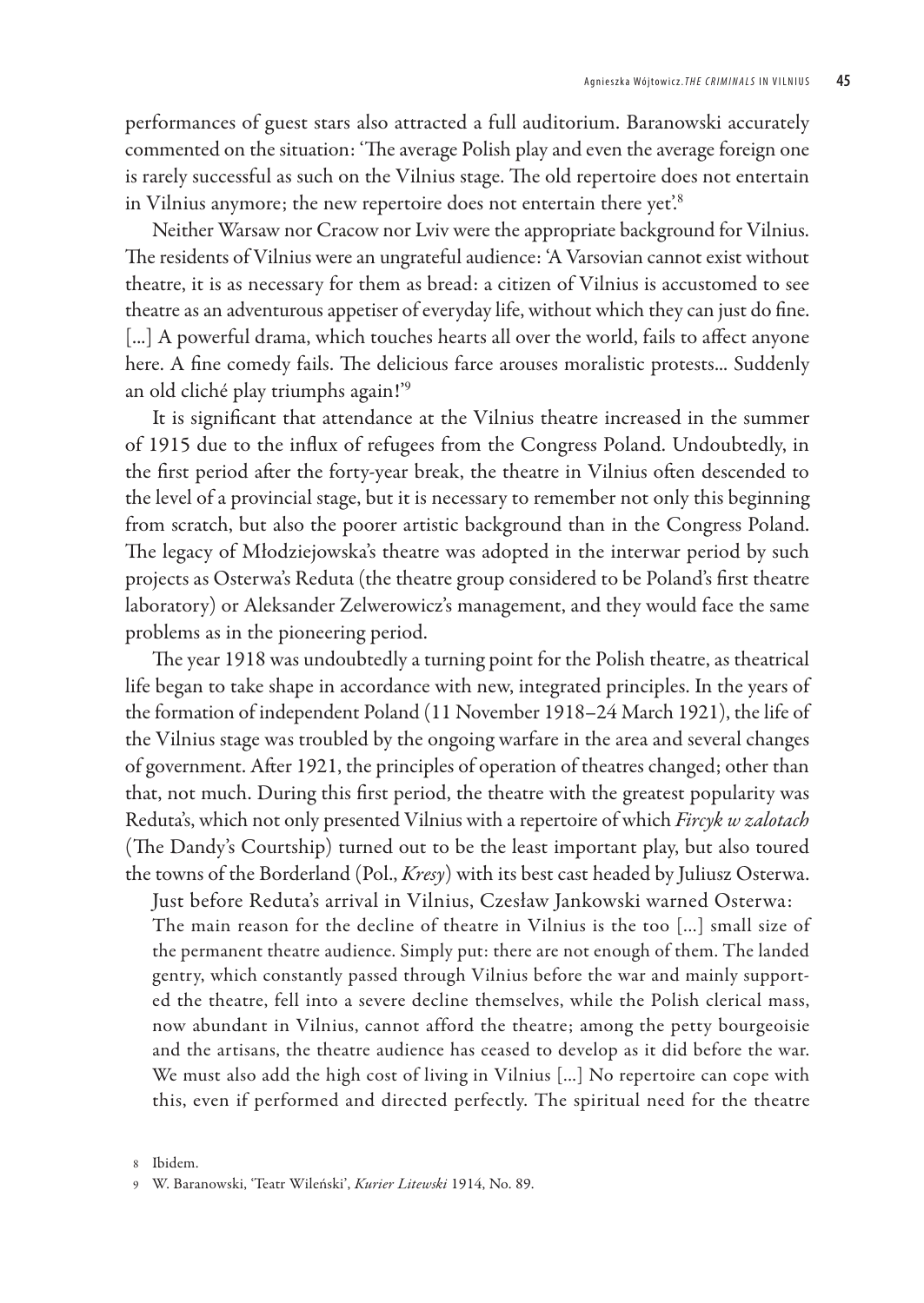performances of guest stars also attracted a full auditorium. Baranowski accurately commented on the situation: 'The average Polish play and even the average foreign one is rarely successful as such on the Vilnius stage. The old repertoire does not entertain in Vilnius anymore; the new repertoire does not entertain there yet'.[8]

Neither Warsaw nor Cracow nor Lviv were the appropriate background for Vilnius. The residents of Vilnius were an ungrateful audience: 'A Varsovian cannot exist without theatre, it is as necessary for them as bread: a citizen of Vilnius is accustomed to see theatre as an adventurous appetiser of everyday life, without which they can just do fine. [...] A powerful drama, which touches hearts all over the world, fails to affect anyone here. A fine comedy fails. The delicious farce arouses moralistic protests... Suddenly an old cliché play triumphs again!'[9]

It is significant that attendance at the Vilnius theatre increased in the summer of 1915 due to the influx of refugees from the Congress Poland. Undoubtedly, in the first period after the forty-year break, the theatre in Vilnius often descended to the level of a provincial stage, but it is necessary to remember not only this beginning from scratch, but also the poorer artistic background than in the Congress Poland. The legacy of Młodziejowska's theatre was adopted in the interwar period by such projects as Osterwa's Reduta (the theatre group considered to be Poland's first theatre laboratory) or Aleksander Zelwerowicz's management, and they would face the same problems as in the pioneering period.

The year 1918 was undoubtedly a turning point for the Polish theatre, as theatrical life began to take shape in accordance with new, integrated principles. In the years of the formation of independent Poland (11 November 1918–24 March 1921), the life of the Vilnius stage was troubled by the ongoing warfare in the area and several changes of government. After 1921, the principles of operation of theatres changed; other than that, not much. During this first period, the theatre with the greatest popularity was Reduta's, which not only presented Vilnius with a repertoire of which *Fircyk w zalotach* (The Dandy's Courtship) turned out to be the least important play, but also toured the towns of the Borderland (Pol., *Kresy*) with its best cast headed by Juliusz Osterwa.

Just before Reduta's arrival in Vilnius, Czesław Jankowski warned Osterwa:

> The main reason for the decline of theatre in Vilnius is the too [...] small size of the permanent theatre audience. Simply put: there are not enough of them. The landed gentry, which constantly passed through Vilnius before the war and mainly supported the theatre, fell into a severe decline themselves, while the Polish clerical mass, now abundant in Vilnius, cannot afford the theatre; among the petty bourgeoisie and the artisans, the theatre audience has ceased to develop as it did before the war. We must also add the high cost of living in Vilnius [...] No repertoire can cope with this, even if performed and directed perfectly. The spiritual need for the theatre

8 Ibidem.

9 W. Baranowski, 'Teatr Wileński', *Kurier Litewski* 1914, No. 89.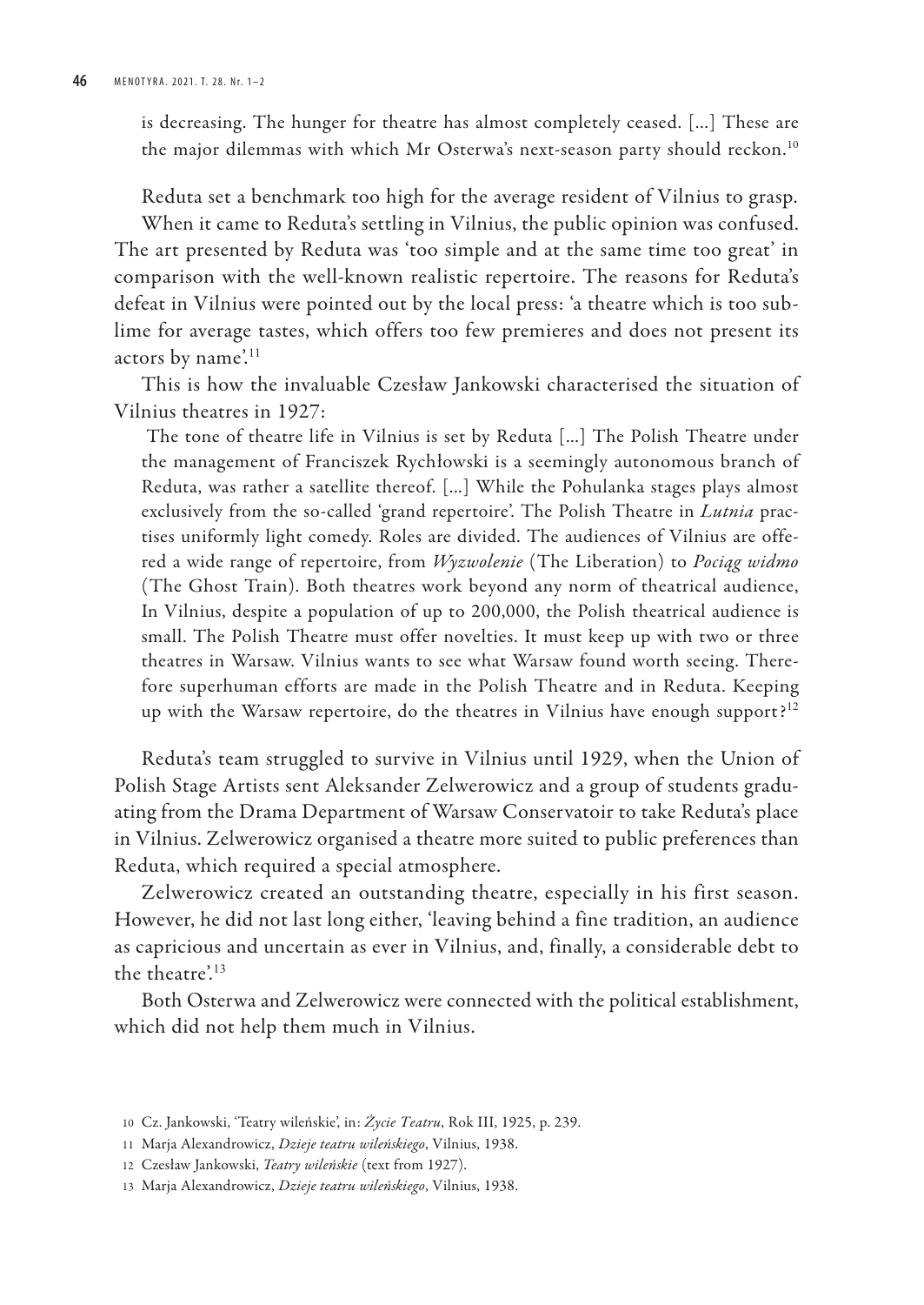is decreasing. The hunger for theatre has almost completely ceased. [...] These are the major dilemmas with which Mr Osterwa's next-season party should reckon.[10]

Reduta set a benchmark too high for the average resident of Vilnius to grasp.

When it came to Reduta's settling in Vilnius, the public opinion was confused. The art presented by Reduta was 'too simple and at the same time too great' in comparison with the well-known realistic repertoire. The reasons for Reduta's defeat in Vilnius were pointed out by the local press: 'a theatre which is too sublime for average tastes, which offers too few premieres and does not present its actors by name'.[11]

This is how the invaluable Czesław Jankowski characterised the situation of Vilnius theatres in 1927:

> The tone of theatre life in Vilnius is set by Reduta [...] The Polish Theatre under the management of Franciszek Rychłowski is a seemingly autonomous branch of Reduta, was rather a satellite thereof. [...] While the Pohulanka stages plays almost exclusively from the so-called 'grand repertoire'. The Polish Theatre in *Lutnia* practises uniformly light comedy. Roles are divided. The audiences of Vilnius are offered a wide range of repertoire, from *Wyzwolenie* (The Liberation) to *Pociąg widmo* (The Ghost Train). Both theatres work beyond any norm of theatrical audience, In Vilnius, despite a population of up to 200,000, the Polish theatrical audience is small. The Polish Theatre must offer novelties. It must keep up with two or three theatres in Warsaw. Vilnius wants to see what Warsaw found worth seeing. Therefore superhuman efforts are made in the Polish Theatre and in Reduta. Keeping up with the Warsaw repertoire, do the theatres in Vilnius have enough support?[12]

Reduta's team struggled to survive in Vilnius until 1929, when the Union of Polish Stage Artists sent Aleksander Zelwerowicz and a group of students graduating from the Drama Department of Warsaw Conservatoir to take Reduta's place in Vilnius. Zelwerowicz organised a theatre more suited to public preferences than Reduta, which required a special atmosphere.

Zelwerowicz created an outstanding theatre, especially in his first season. However, he did not last long either, 'leaving behind a fine tradition, an audience as capricious and uncertain as ever in Vilnius, and, finally, a considerable debt to the theatre'.[13]

Both Osterwa and Zelwerowicz were connected with the political establishment, which did not help them much in Vilnius.

---

10 Cz. Jankowski, 'Teatry wileńskie', in: *Życie Teatru*, Rok III, 1925, p. 239.

11 Marja Alexandrowicz, *Dzieje teatru wileńskiego*, Vilnius, 1938.

12 Czesław Jankowski, *Teatry wileńskie* (text from 1927).

13 Marja Alexandrowicz, *Dzieje teatru wileńskiego*, Vilnius, 1938.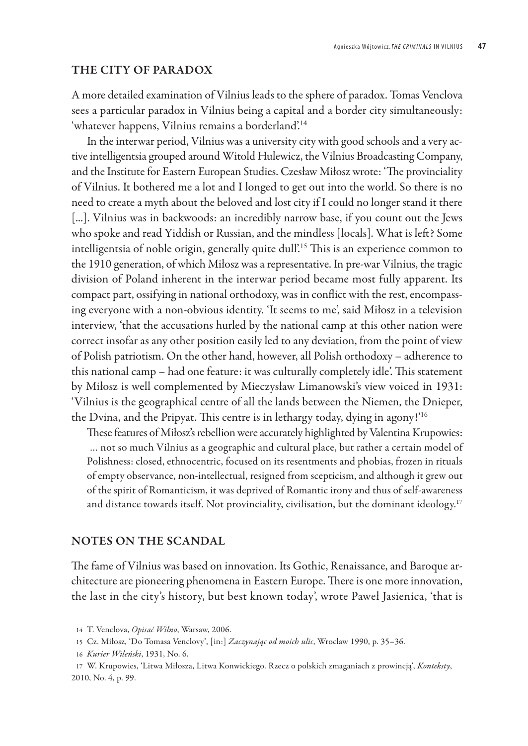## THE CITY OF PARADOX

A more detailed examination of Vilnius leads to the sphere of paradox. Tomas Venclova sees a particular paradox in Vilnius being a capital and a border city simultaneously: 'whatever happens, Vilnius remains a borderland'.[14]

In the interwar period, Vilnius was a university city with good schools and a very active intelligentsia grouped around Witold Hulewicz, the Vilnius Broadcasting Company, and the Institute for Eastern European Studies. Czesław Miłosz wrote: 'The provinciality of Vilnius. It bothered me a lot and I longed to get out into the world. So there is no need to create a myth about the beloved and lost city if I could no longer stand it there [...]. Vilnius was in backwoods: an incredibly narrow base, if you count out the Jews who spoke and read Yiddish or Russian, and the mindless [locals]. What is left? Some intelligentsia of noble origin, generally quite dull'.[15] This is an experience common to the 1910 generation, of which Miłosz was a representative. In pre-war Vilnius, the tragic division of Poland inherent in the interwar period became most fully apparent. Its compact part, ossifying in national orthodoxy, was in conflict with the rest, encompassing everyone with a non-obvious identity. 'It seems to me', said Miłosz in a television interview, 'that the accusations hurled by the national camp at this other nation were correct insofar as any other position easily led to any deviation, from the point of view of Polish patriotism. On the other hand, however, all Polish orthodoxy – adherence to this national camp – had one feature: it was culturally completely idle'. This statement by Miłosz is well complemented by Mieczysław Limanowski's view voiced in 1931: 'Vilnius is the geographical centre of all the lands between the Niemen, the Dnieper, the Dvina, and the Pripyat. This centre is in lethargy today, dying in agony!'[16]

These features of Miłosz's rebellion were accurately highlighted by Valentina Krupowies:

> ... not so much Vilnius as a geographic and cultural place, but rather a certain model of Polishness: closed, ethnocentric, focused on its resentments and phobias, frozen in rituals of empty observance, non-intellectual, resigned from scepticism, and although it grew out of the spirit of Romanticism, it was deprived of Romantic irony and thus of self-awareness and distance towards itself. Not provinciality, civilisation, but the dominant ideology.[17]

## NOTES ON THE SCANDAL

The fame of Vilnius was based on innovation. Its Gothic, Renaissance, and Baroque architecture are pioneering phenomena in Eastern Europe. There is one more innovation, the last in the city's history, but best known today', wrote Paweł Jasienica, 'that is

---

14 T. Venclova, *Opisać Wilno*, Warsaw, 2006.

15 Cz. Miłosz, 'Do Tomasa Venclovy', [in:] *Zaczynając od moich ulic*, Wroclaw 1990, p. 35–36.

16 *Kurier Wileński*, 1931, No. 6.

17 W. Krupowies, 'Litwa Miłosza, Litwa Konwickiego. Rzecz o polskich zmaganiach z prowincją', *Konteksty*, 2010, No. 4, p. 99.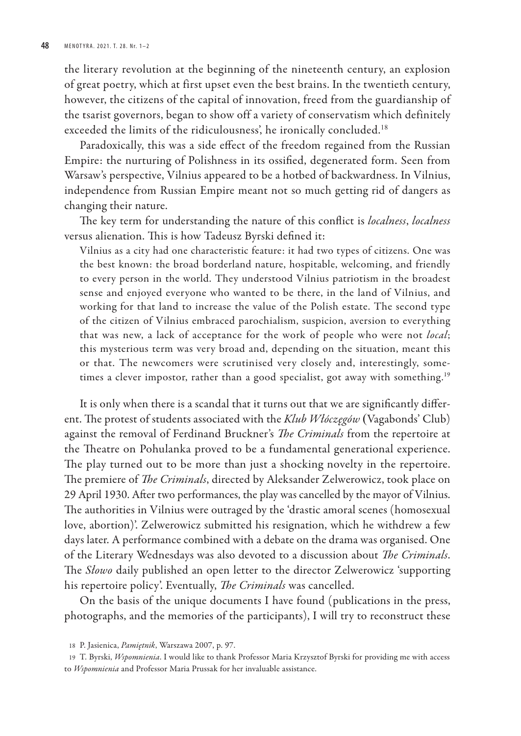the literary revolution at the beginning of the nineteenth century, an explosion of great poetry, which at first upset even the best brains. In the twentieth century, however, the citizens of the capital of innovation, freed from the guardianship of the tsarist governors, began to show off a variety of conservatism which definitely exceeded the limits of the ridiculousness', he ironically concluded.[18]

Paradoxically, this was a side effect of the freedom regained from the Russian Empire: the nurturing of Polishness in its ossified, degenerated form. Seen from Warsaw's perspective, Vilnius appeared to be a hotbed of backwardness. In Vilnius, independence from Russian Empire meant not so much getting rid of dangers as changing their nature.

The key term for understanding the nature of this conflict is *localness*, *localness* versus alienation. This is how Tadeusz Byrski defined it:

> Vilnius as a city had one characteristic feature: it had two types of citizens. One was the best known: the broad borderland nature, hospitable, welcoming, and friendly to every person in the world. They understood Vilnius patriotism in the broadest sense and enjoyed everyone who wanted to be there, in the land of Vilnius, and working for that land to increase the value of the Polish estate. The second type of the citizen of Vilnius embraced parochialism, suspicion, aversion to everything that was new, a lack of acceptance for the work of people who were not *local*; this mysterious term was very broad and, depending on the situation, meant this or that. The newcomers were scrutinised very closely and, interestingly, sometimes a clever impostor, rather than a good specialist, got away with something.[19]

It is only when there is a scandal that it turns out that we are significantly different. The protest of students associated with the *Klub Włóczęgów* (Vagabonds' Club) against the removal of Ferdinand Bruckner's *The Criminals* from the repertoire at the Theatre on Pohulanka proved to be a fundamental generational experience. The play turned out to be more than just a shocking novelty in the repertoire. The premiere of *The Criminals*, directed by Aleksander Zelwerowicz, took place on 29 April 1930. After two performances, the play was cancelled by the mayor of Vilnius. The authorities in Vilnius were outraged by the 'drastic amoral scenes (homosexual love, abortion)'. Zelwerowicz submitted his resignation, which he withdrew a few days later. A performance combined with a debate on the drama was organised. One of the Literary Wednesdays was also devoted to a discussion about *The Criminals*. The *Słowo* daily published an open letter to the director Zelwerowicz 'supporting his repertoire policy'. Eventually, *The Criminals* was cancelled.

On the basis of the unique documents I have found (publications in the press, photographs, and the memories of the participants), I will try to reconstruct these

18 P. Jasienica, *Pamiętnik*, Warszawa 2007, p. 97.

19 T. Byrski, *Wspomnienia*. I would like to thank Professor Maria Krzysztof Byrski for providing me with access to *Wspomnienia* and Professor Maria Prussak for her invaluable assistance.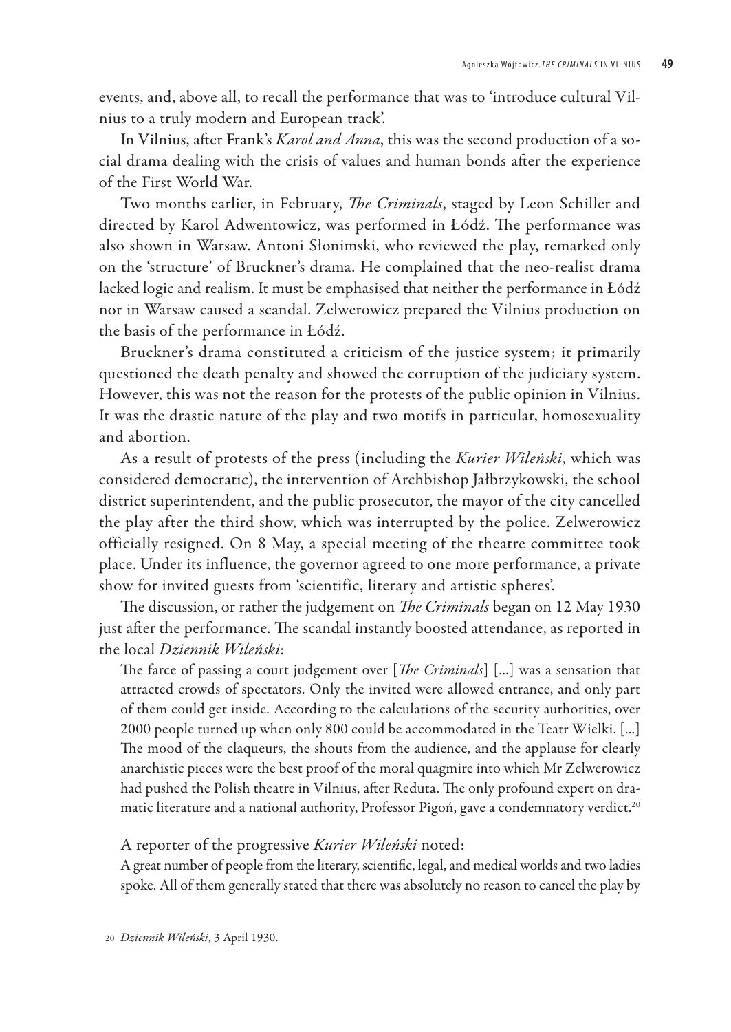events, and, above all, to recall the performance that was to 'introduce cultural Vilnius to a truly modern and European track'.

In Vilnius, after Frank's *Karol and Anna*, this was the second production of a social drama dealing with the crisis of values and human bonds after the experience of the First World War.

Two months earlier, in February, *The Criminals*, staged by Leon Schiller and directed by Karol Adwentowicz, was performed in Łódź. The performance was also shown in Warsaw. Antoni Słonimski, who reviewed the play, remarked only on the 'structure' of Bruckner's drama. He complained that the neo-realist drama lacked logic and realism. It must be emphasised that neither the performance in Łódź nor in Warsaw caused a scandal. Zelwerowicz prepared the Vilnius production on the basis of the performance in Łódź.

Bruckner's drama constituted a criticism of the justice system; it primarily questioned the death penalty and showed the corruption of the judiciary system. However, this was not the reason for the protests of the public opinion in Vilnius. It was the drastic nature of the play and two motifs in particular, homosexuality and abortion.

As a result of protests of the press (including the *Kurier Wileński*, which was considered democratic), the intervention of Archbishop Jałbrzykowski, the school district superintendent, and the public prosecutor, the mayor of the city cancelled the play after the third show, which was interrupted by the police. Zelwerowicz officially resigned. On 8 May, a special meeting of the theatre committee took place. Under its influence, the governor agreed to one more performance, a private show for invited guests from 'scientific, literary and artistic spheres'.

The discussion, or rather the judgement on *The Criminals* began on 12 May 1930 just after the performance. The scandal instantly boosted attendance, as reported in the local *Dziennik Wileński*:

> The farce of passing a court judgement over [*The Criminals*] [...] was a sensation that attracted crowds of spectators. Only the invited were allowed entrance, and only part of them could get inside. According to the calculations of the security authorities, over 2000 people turned up when only 800 could be accommodated in the Teatr Wielki. [...] The mood of the claqueurs, the shouts from the audience, and the applause for clearly anarchistic pieces were the best proof of the moral quagmire into which Mr Zelwerowicz had pushed the Polish theatre in Vilnius, after Reduta. The only profound expert on dramatic literature and a national authority, Professor Pigoń, gave a condemnatory verdict.[20]

A reporter of the progressive *Kurier Wileński* noted:

> A great number of people from the literary, scientific, legal, and medical worlds and two ladies spoke. All of them generally stated that there was absolutely no reason to cancel the play by

[20] *Dziennik Wileński*, 3 April 1930.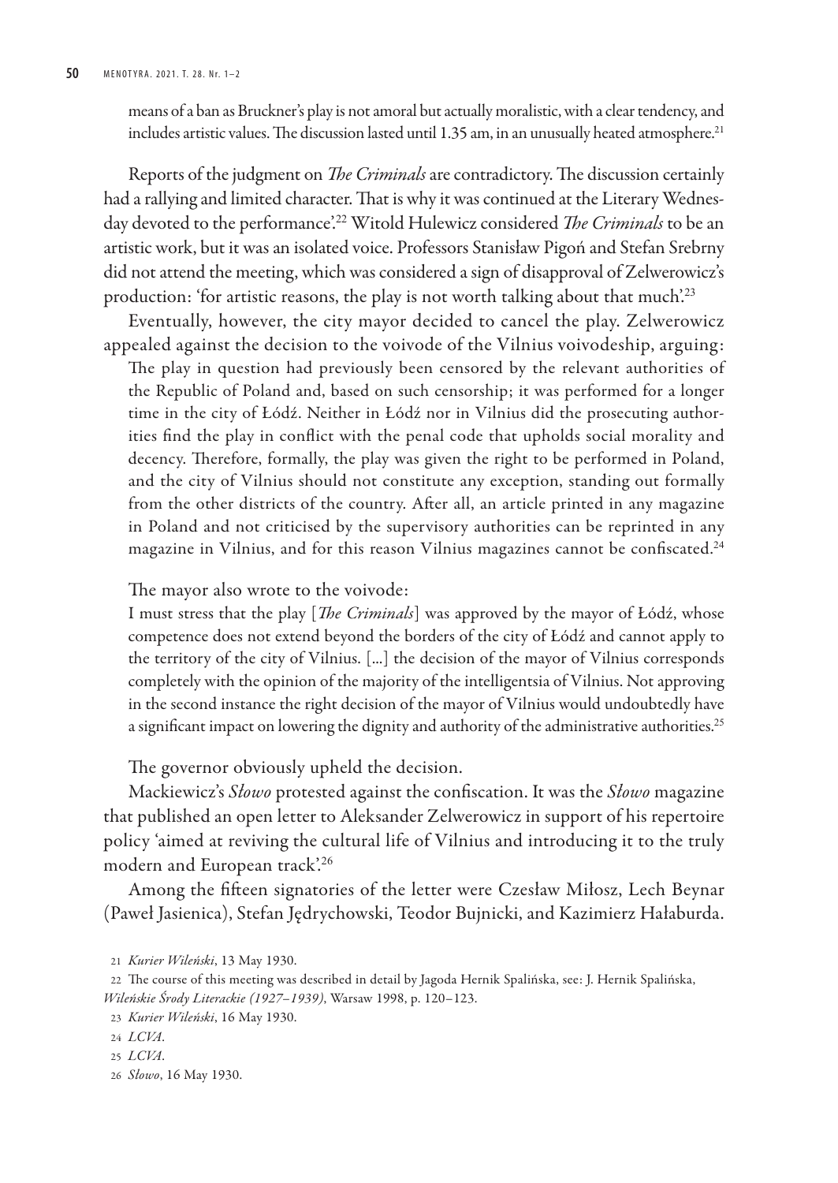means of a ban as Bruckner's play is not amoral but actually moralistic, with a clear tendency, and includes artistic values. The discussion lasted until 1.35 am, in an unusually heated atmosphere.[21]

Reports of the judgment on *The Criminals* are contradictory. The discussion certainly had a rallying and limited character. That is why it was continued at the Literary Wednesday devoted to the performance'.[22] Witold Hulewicz considered *The Criminals* to be an artistic work, but it was an isolated voice. Professors Stanisław Pigoń and Stefan Srebrny did not attend the meeting, which was considered a sign of disapproval of Zelwerowicz's production: 'for artistic reasons, the play is not worth talking about that much'.[23]

Eventually, however, the city mayor decided to cancel the play. Zelwerowicz appealed against the decision to the voivode of the Vilnius voivodeship, arguing:

> The play in question had previously been censored by the relevant authorities of the Republic of Poland and, based on such censorship; it was performed for a longer time in the city of Łódź. Neither in Łódź nor in Vilnius did the prosecuting authorities find the play in conflict with the penal code that upholds social morality and decency. Therefore, formally, the play was given the right to be performed in Poland, and the city of Vilnius should not constitute any exception, standing out formally from the other districts of the country. After all, an article printed in any magazine in Poland and not criticised by the supervisory authorities can be reprinted in any magazine in Vilnius, and for this reason Vilnius magazines cannot be confiscated.[24]

The mayor also wrote to the voivode:

> I must stress that the play [*The Criminals*] was approved by the mayor of Łódź, whose competence does not extend beyond the borders of the city of Łódź and cannot apply to the territory of the city of Vilnius. [...] the decision of the mayor of Vilnius corresponds completely with the opinion of the majority of the intelligentsia of Vilnius. Not approving in the second instance the right decision of the mayor of Vilnius would undoubtedly have a significant impact on lowering the dignity and authority of the administrative authorities.[25]

The governor obviously upheld the decision.

Mackiewicz's *Słowo* protested against the confiscation. It was the *Słowo* magazine that published an open letter to Aleksander Zelwerowicz in support of his repertoire policy 'aimed at reviving the cultural life of Vilnius and introducing it to the truly modern and European track'.[26]

Among the fifteen signatories of the letter were Czesław Miłosz, Lech Beynar (Paweł Jasienica), Stefan Jędrychowski, Teodor Bujnicki, and Kazimierz Hałaburda.

---

21 *Kurier Wileński*, 13 May 1930.

22 The course of this meeting was described in detail by Jagoda Hernik Spalińska, see: J. Hernik Spalińska, *Wileńskie Środy Literackie (1927–1939)*, Warsaw 1998, p. 120–123.

23 *Kurier Wileński*, 16 May 1930.

24 *LCVA*.

25 *LCVA*.

26 *Słowo*, 16 May 1930.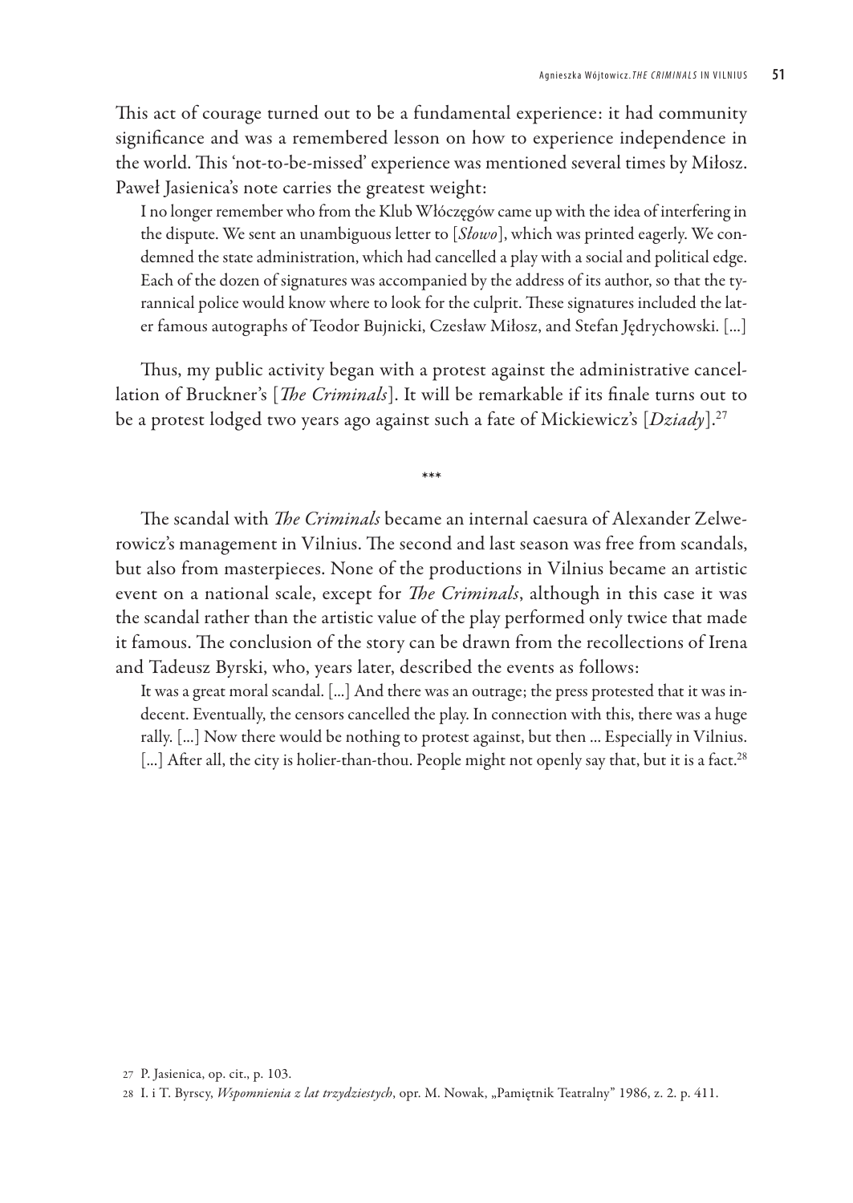This act of courage turned out to be a fundamental experience: it had community significance and was a remembered lesson on how to experience independence in the world. This 'not-to-be-missed' experience was mentioned several times by Miłosz. Paweł Jasienica's note carries the greatest weight:

> I no longer remember who from the Klub Włóczęgów came up with the idea of interfering in the dispute. We sent an unambiguous letter to [*Słowo*], which was printed eagerly. We condemned the state administration, which had cancelled a play with a social and political edge. Each of the dozen of signatures was accompanied by the address of its author, so that the tyrannical police would know where to look for the culprit. These signatures included the later famous autographs of Teodor Bujnicki, Czesław Miłosz, and Stefan Jędrychowski. [...]

Thus, my public activity began with a protest against the administrative cancellation of Bruckner's [*The Criminals*]. It will be remarkable if its finale turns out to be a protest lodged two years ago against such a fate of Mickiewicz's [*Dziady*].[27]

\*\*\*

The scandal with *The Criminals* became an internal caesura of Alexander Zelwerowicz's management in Vilnius. The second and last season was free from scandals, but also from masterpieces. None of the productions in Vilnius became an artistic event on a national scale, except for *The Criminals*, although in this case it was the scandal rather than the artistic value of the play performed only twice that made it famous. The conclusion of the story can be drawn from the recollections of Irena and Tadeusz Byrski, who, years later, described the events as follows:

> It was a great moral scandal. [...] And there was an outrage; the press protested that it was indecent. Eventually, the censors cancelled the play. In connection with this, there was a huge rally. [...] Now there would be nothing to protest against, but then ... Especially in Vilnius. [...] After all, the city is holier-than-thou. People might not openly say that, but it is a fact.[28]

27 P. Jasienica, op. cit., p. 103.

28 I. i T. Byrscy, *Wspomnienia z lat trzydziestych*, opr. M. Nowak, „Pamiętnik Teatralny" 1986, z. 2. p. 411.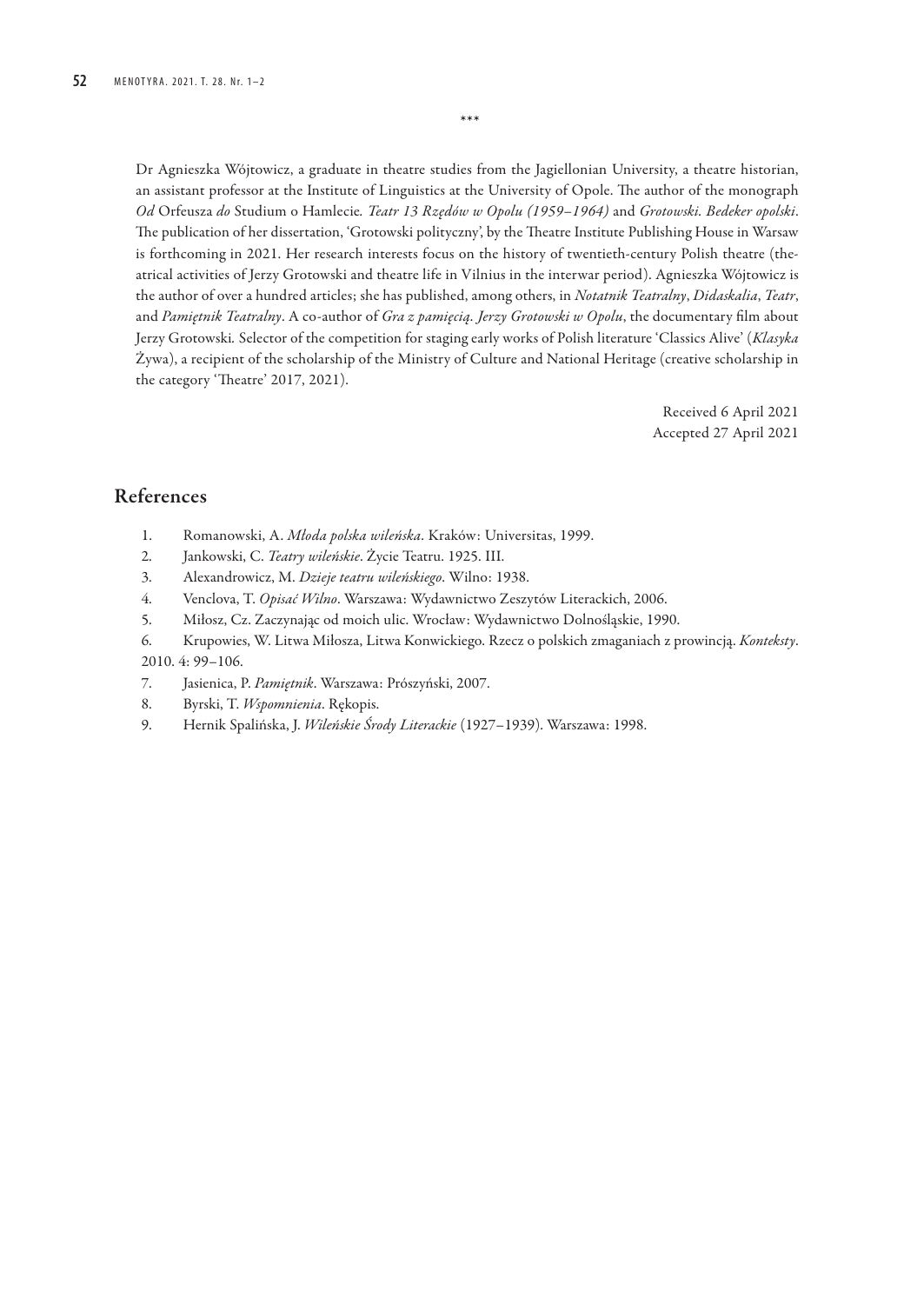\*\*\*

Dr Agnieszka Wójtowicz, a graduate in theatre studies from the Jagiellonian University, a theatre historian, an assistant professor at the Institute of Linguistics at the University of Opole. The author of the monograph *Od* Orfeusza *do* Studium o Hamlecie*. Teatr 13 Rzędów w Opolu (1959–1964)* and *Grotowski. Bedeker opolski*. The publication of her dissertation, 'Grotowski polityczny', by the Theatre Institute Publishing House in Warsaw is forthcoming in 2021. Her research interests focus on the history of twentieth-century Polish theatre (theatrical activities of Jerzy Grotowski and theatre life in Vilnius in the interwar period). Agnieszka Wójtowicz is the author of over a hundred articles; she has published, among others, in *Notatnik Teatralny*, *Didaskalia*, *Teatr*, and *Pamiętnik Teatralny*. A co-author of *Gra z pamięcią. Jerzy Grotowski w Opolu*, the documentary film about Jerzy Grotowski. Selector of the competition for staging early works of Polish literature 'Classics Alive' (*Klasyka* Żywa), a recipient of the scholarship of the Ministry of Culture and National Heritage (creative scholarship in the category 'Theatre' 2017, 2021).

Received 6 April 2021
Accepted 27 April 2021

## References

1. Romanowski, A. *Młoda polska wileńska*. Kraków: Universitas, 1999.
2. Jankowski, C. *Teatry wileńskie*. Życie Teatru. 1925. III.
3. Alexandrowicz, M. *Dzieje teatru wileńskiego*. Wilno: 1938.
4. Venclova, T. *Opisać Wilno*. Warszawa: Wydawnictwo Zeszytów Literackich, 2006.
5. Miłosz, Cz. Zaczynając od moich ulic. Wrocław: Wydawnictwo Dolnośląskie, 1990.
6. Krupowies, W. Litwa Miłosza, Litwa Konwickiego. Rzecz o polskich zmaganiach z prowincją. *Konteksty*. 2010. 4: 99–106.
7. Jasienica, P. *Pamiętnik*. Warszawa: Prószyński, 2007.
8. Byrski, T. *Wspomnienia*. Rękopis.
9. Hernik Spalińska, J. *Wileńskie Środy Literackie* (1927–1939). Warszawa: 1998.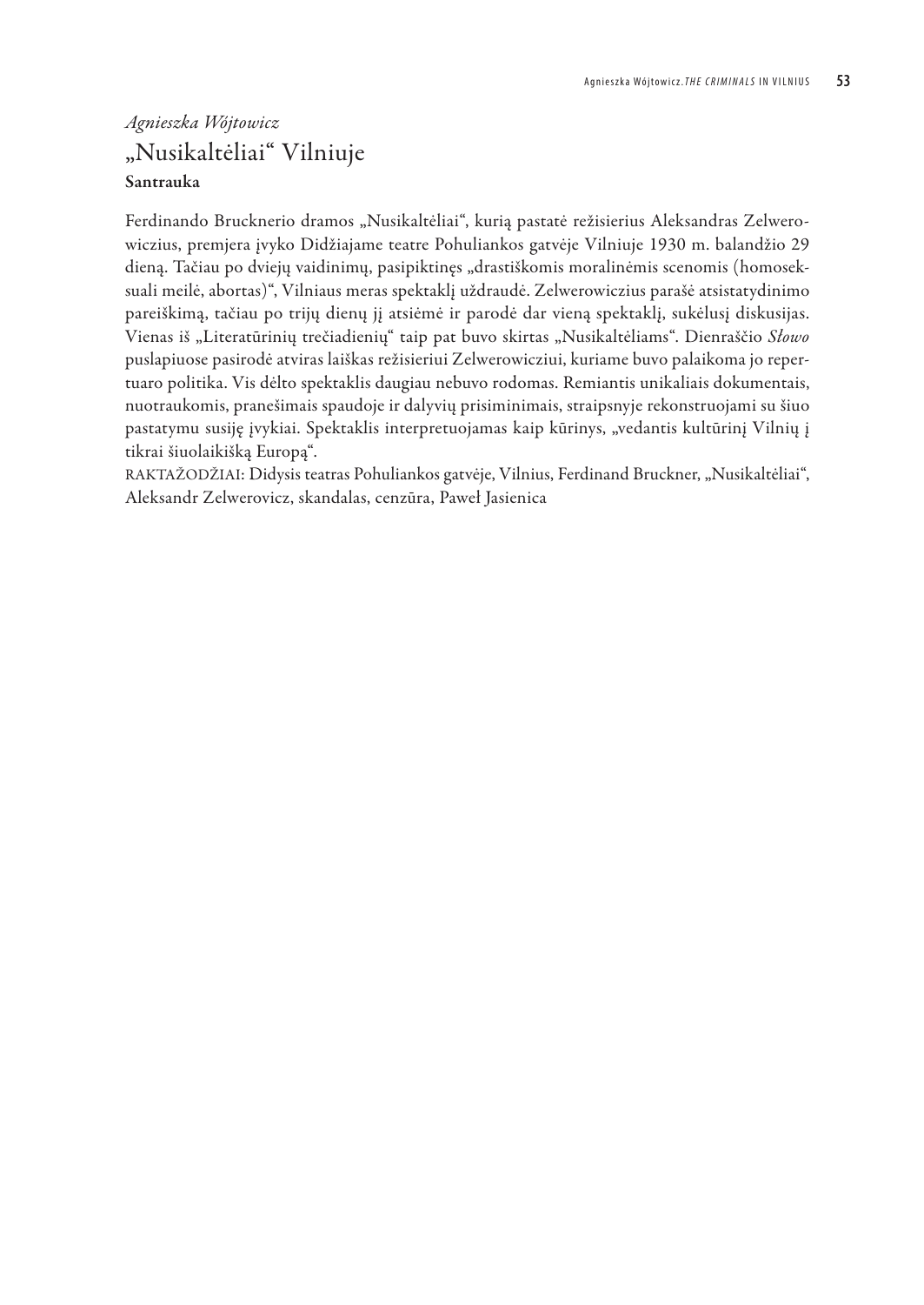*Agnieszka Wójtowicz*

# „Nusikaltėliai“ Vilniuje

**Santrauka**

Ferdinando Brucknerio dramos „Nusikaltėliai“, kurią pastatė režisierius Aleksandras Zelwerowiczius, premjera įvyko Didžiajame teatre Pohuliankos gatvėje Vilniuje 1930 m. balandžio 29 dieną. Tačiau po dviejų vaidinimų, pasipiktinęs „drastiškomis moralinėmis scenomis (homoseksuali meilė, abortas)“, Vilniaus meras spektaklį uždraudė. Zelwerowiczius parašė atsistatydinimo pareiškimą, tačiau po trijų dienų jį atsiėmė ir parodė dar vieną spektaklį, sukėlusį diskusijas. Vienas iš „Literatūrinių trečiadienių“ taip pat buvo skirtas „Nusikaltėliams“. Dienraščio *Słowo* puslapiuose pasirodė atviras laiškas režisieriui Zelwerowicziui, kuriame buvo palaikoma jo repertuaro politika. Vis dėlto spektaklis daugiau nebuvo rodomas. Remiantis unikaliais dokumentais, nuotraukomis, pranešimais spaudoje ir dalyvių prisiminimais, straipsnyje rekonstruojami su šiuo pastatymu susiję įvykiai. Spektaklis interpretuojamas kaip kūrinys, „vedantis kultūrinį Vilnių į tikrai šiuolaikišką Europą“.

RAKTAŽODŽIAI: Didysis teatras Pohuliankos gatvėje, Vilnius, Ferdinand Bruckner, „Nusikaltėliai“, Aleksandr Zelwerovicz, skandalas, cenzūra, Paweł Jasienica